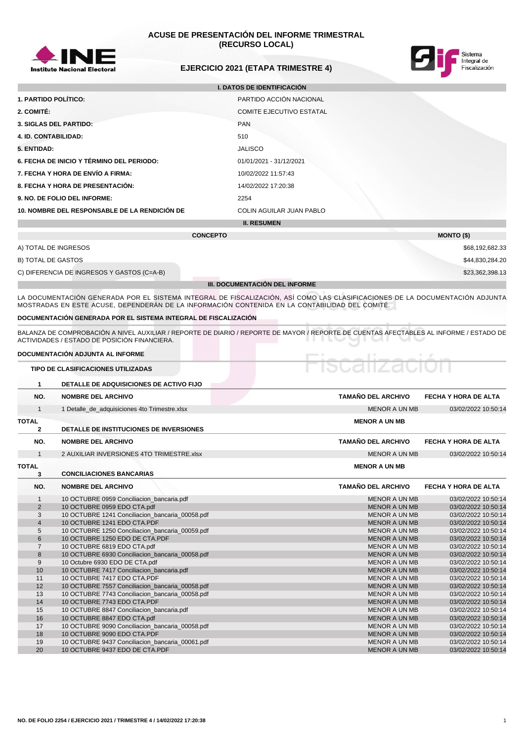# ACUSE DE PRESENTACIÓN DEL INFORME TRIMESTRAL (RECURSO LOCAL)

## EJERCICIO 2021 (ETAPA TRIMESTRE 4)

### I. DATOS DE IDENTIFICACIÓN

| | |
|---|---|
| **1. PARTIDO POLÍTICO:** | PARTIDO ACCIÓN NACIONAL |
| **2. COMITÉ:** | COMITE EJECUTIVO ESTATAL |
| **3. SIGLAS DEL PARTIDO:** | PAN |
| **4. ID. CONTABILIDAD:** | 510 |
| **5. ENTIDAD:** | JALISCO |
| **6. FECHA DE INICIO Y TÉRMINO DEL PERIODO:** | 01/01/2021 - 31/12/2021 |
| **7. FECHA Y HORA DE ENVÍO A FIRMA:** | 10/02/2022 11:57:43 |
| **8. FECHA Y HORA DE PRESENTACIÓN:** | 14/02/2022 17:20:38 |
| **9. NO. DE FOLIO DEL INFORME:** | 2254 |
| **10. NOMBRE DEL RESPONSABLE DE LA RENDICIÓN DE** | COLIN AGUILAR JUAN PABLO |

### II. RESUMEN

| CONCEPTO | MONTO ($) |
|---|---|
| A) TOTAL DE INGRESOS | $68,192,682.33 |
| B) TOTAL DE GASTOS | $44,830,284.20 |
| C) DIFERENCIA DE INGRESOS Y GASTOS (C=A-B) | $23,362,398.13 |

### III. DOCUMENTACIÓN DEL INFORME

LA DOCUMENTACIÓN GENERADA POR EL SISTEMA INTEGRAL DE FISCALIZACIÓN, ASÍ COMO LAS CLASIFICACIONES DE LA DOCUMENTACIÓN ADJUNTA MOSTRADAS EN ESTE ACUSE, DEPENDERÁN DE LA INFORMACIÓN CONTENIDA EN LA CONTABILIDAD DEL COMITÉ.

**DOCUMENTACIÓN GENERADA POR EL SISTEMA INTEGRAL DE FISCALIZACIÓN**

BALANZA DE COMPROBACIÓN A NIVEL AUXILIAR / REPORTE DE DIARIO / REPORTE DE MAYOR / REPORTE DE CUENTAS AFECTABLES AL INFORME / ESTADO DE ACTIVIDADES / ESTADO DE POSICIÓN FINANCIERA.

**DOCUMENTACIÓN ADJUNTA AL INFORME**

**TIPO DE CLASIFICACIONES UTILIZADAS**

**1 DETALLE DE ADQUISICIONES DE ACTIVO FIJO**

| NO. | NOMBRE DEL ARCHIVO | TAMAÑO DEL ARCHIVO | FECHA Y HORA DE ALTA |
|---|---|---|---|
| 1 | 1 Detalle_de_adquisiciones 4to Trimestre.xlsx | MENOR A UN MB | 03/02/2022 10:50:14 |
| **TOTAL** | | **MENOR A UN MB** | |

**2 DETALLE DE INSTITUCIONES DE INVERSIONES**

| NO. | NOMBRE DEL ARCHIVO | TAMAÑO DEL ARCHIVO | FECHA Y HORA DE ALTA |
|---|---|---|---|
| 1 | 2 AUXILIAR INVERSIONES 4TO TRIMESTRE.xlsx | MENOR A UN MB | 03/02/2022 10:50:14 |
| **TOTAL** | | **MENOR A UN MB** | |

**3 CONCILIACIONES BANCARIAS**

| NO. | NOMBRE DEL ARCHIVO | TAMAÑO DEL ARCHIVO | FECHA Y HORA DE ALTA |
|---|---|---|---|
| 1 | 10 OCTUBRE 0959 Conciliacion_bancaria.pdf | MENOR A UN MB | 03/02/2022 10:50:14 |
| 2 | 10 OCTUBRE 0959 EDO CTA.pdf | MENOR A UN MB | 03/02/2022 10:50:14 |
| 3 | 10 OCTUBRE 1241 Conciliacion_bancaria_00058.pdf | MENOR A UN MB | 03/02/2022 10:50:14 |
| 4 | 10 OCTUBRE 1241 EDO CTA.PDF | MENOR A UN MB | 03/02/2022 10:50:14 |
| 5 | 10 OCTUBRE 1250 Conciliacion_bancaria_00059.pdf | MENOR A UN MB | 03/02/2022 10:50:14 |
| 6 | 10 OCTUBRE 1250 EDO DE CTA.PDF | MENOR A UN MB | 03/02/2022 10:50:14 |
| 7 | 10 OCTUBRE 6819 EDO CTA.pdf | MENOR A UN MB | 03/02/2022 10:50:14 |
| 8 | 10 OCTUBRE 6930 Conciliacion_bancaria_00058.pdf | MENOR A UN MB | 03/02/2022 10:50:14 |
| 9 | 10 Octubre 6930 EDO DE CTA.pdf | MENOR A UN MB | 03/02/2022 10:50:14 |
| 10 | 10 OCTUBRE 7417 Conciliacion_bancaria.pdf | MENOR A UN MB | 03/02/2022 10:50:14 |
| 11 | 10 OCTUBRE 7417 EDO CTA.PDF | MENOR A UN MB | 03/02/2022 10:50:14 |
| 12 | 10 OCTUBRE 7557 Conciliacion_bancaria_00058.pdf | MENOR A UN MB | 03/02/2022 10:50:14 |
| 13 | 10 OCTUBRE 7743 Conciliacion_bancaria_00058.pdf | MENOR A UN MB | 03/02/2022 10:50:14 |
| 14 | 10 OCTUBRE 7743 EDO CTA.PDF | MENOR A UN MB | 03/02/2022 10:50:14 |
| 15 | 10 OCTUBRE 8847 Conciliacion_bancaria.pdf | MENOR A UN MB | 03/02/2022 10:50:14 |
| 16 | 10 OCTUBRE 8847 EDO CTA.pdf | MENOR A UN MB | 03/02/2022 10:50:14 |
| 17 | 10 OCTUBRE 9090 Conciliacion_bancaria_00058.pdf | MENOR A UN MB | 03/02/2022 10:50:14 |
| 18 | 10 OCTUBRE 9090 EDO CTA.PDF | MENOR A UN MB | 03/02/2022 10:50:14 |
| 19 | 10 OCTUBRE 9437 Conciliacion_bancaria_00061.pdf | MENOR A UN MB | 03/02/2022 10:50:14 |
| 20 | 10 OCTUBRE 9437 EDO DE CTA.PDF | MENOR A UN MB | 03/02/2022 10:50:14 |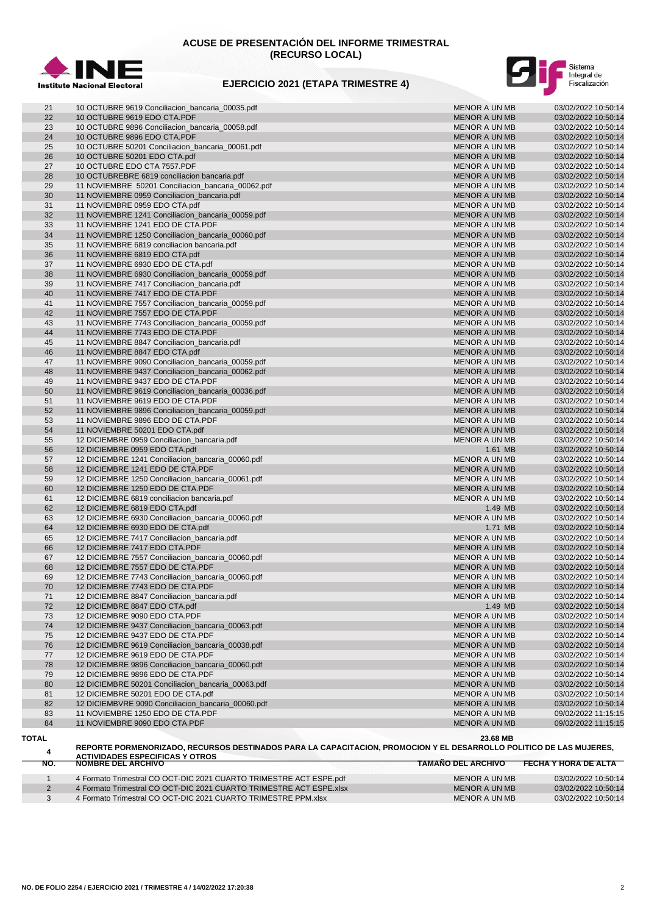# ACUSE DE PRESENTACIÓN DEL INFORME TRIMESTRAL (RECURSO LOCAL)

## EJERCICIO 2021 (ETAPA TRIMESTRE 4)

| NO. | NOMBRE DEL ARCHIVO | TAMAÑO DEL ARCHIVO | FECHA Y HORA DE ALTA |
|---|---|---|---|
| 21 | 10 OCTUBRE 9619 Conciliacion_bancaria_00035.pdf | MENOR A UN MB | 03/02/2022 10:50:14 |
| 22 | 10 OCTUBRE 9619 EDO CTA.PDF | MENOR A UN MB | 03/02/2022 10:50:14 |
| 23 | 10 OCTUBRE 9896 Conciliacion_bancaria_00058.pdf | MENOR A UN MB | 03/02/2022 10:50:14 |
| 24 | 10 OCTUBRE 9896 EDO CTA.PDF | MENOR A UN MB | 03/02/2022 10:50:14 |
| 25 | 10 OCTUBRE 50201 Conciliacion_bancaria_00061.pdf | MENOR A UN MB | 03/02/2022 10:50:14 |
| 26 | 10 OCTUBRE 50201 EDO CTA.pdf | MENOR A UN MB | 03/02/2022 10:50:14 |
| 27 | 10 OCTUBRE EDO CTA 7557.PDF | MENOR A UN MB | 03/02/2022 10:50:14 |
| 28 | 10 OCTUBREBRE 6819 conciliacion bancaria.pdf | MENOR A UN MB | 03/02/2022 10:50:14 |
| 29 | 11 NOVIEMBRE 50201 Conciliacion_bancaria_00062.pdf | MENOR A UN MB | 03/02/2022 10:50:14 |
| 30 | 11 NOVIEMBRE 0959 Conciliacion_bancaria.pdf | MENOR A UN MB | 03/02/2022 10:50:14 |
| 31 | 11 NOVIEMBRE 0959 EDO CTA.pdf | MENOR A UN MB | 03/02/2022 10:50:14 |
| 32 | 11 NOVIEMBRE 1241 Conciliacion_bancaria_00059.pdf | MENOR A UN MB | 03/02/2022 10:50:14 |
| 33 | 11 NOVIEMBRE 1241 EDO DE CTA.PDF | MENOR A UN MB | 03/02/2022 10:50:14 |
| 34 | 11 NOVIEMBRE 1250 Conciliacion_bancaria_00060.pdf | MENOR A UN MB | 03/02/2022 10:50:14 |
| 35 | 11 NOVIEMBRE 6819 conciliacion bancaria.pdf | MENOR A UN MB | 03/02/2022 10:50:14 |
| 36 | 11 NOVIEMBRE 6819 EDO CTA.pdf | MENOR A UN MB | 03/02/2022 10:50:14 |
| 37 | 11 NOVIEMBRE 6930 EDO DE CTA.pdf | MENOR A UN MB | 03/02/2022 10:50:14 |
| 38 | 11 NOVIEMBRE 6930 Conciliacion_bancaria_00059.pdf | MENOR A UN MB | 03/02/2022 10:50:14 |
| 39 | 11 NOVIEMBRE 7417 Conciliacion_bancaria.pdf | MENOR A UN MB | 03/02/2022 10:50:14 |
| 40 | 11 NOVIEMBRE 7417 EDO DE CTA.PDF | MENOR A UN MB | 03/02/2022 10:50:14 |
| 41 | 11 NOVIEMBRE 7557 Conciliacion_bancaria_00059.pdf | MENOR A UN MB | 03/02/2022 10:50:14 |
| 42 | 11 NOVIEMBRE 7557 EDO DE CTA.PDF | MENOR A UN MB | 03/02/2022 10:50:14 |
| 43 | 11 NOVIEMBRE 7743 Conciliacion_bancaria_00059.pdf | MENOR A UN MB | 03/02/2022 10:50:14 |
| 44 | 11 NOVIEMBRE 7743 EDO DE CTA.PDF | MENOR A UN MB | 03/02/2022 10:50:14 |
| 45 | 11 NOVIEMBRE 8847 Conciliacion_bancaria.pdf | MENOR A UN MB | 03/02/2022 10:50:14 |
| 46 | 11 NOVIEMBRE 8847 EDO CTA.pdf | MENOR A UN MB | 03/02/2022 10:50:14 |
| 47 | 11 NOVIEMBRE 9090 Conciliacion_bancaria_00059.pdf | MENOR A UN MB | 03/02/2022 10:50:14 |
| 48 | 11 NOVIEMBRE 9437 Conciliacion_bancaria_00062.pdf | MENOR A UN MB | 03/02/2022 10:50:14 |
| 49 | 11 NOVIEMBRE 9437 EDO DE CTA.PDF | MENOR A UN MB | 03/02/2022 10:50:14 |
| 50 | 11 NOVIEMBRE 9619 Conciliacion_bancaria_00036.pdf | MENOR A UN MB | 03/02/2022 10:50:14 |
| 51 | 11 NOVIEMBRE 9619 EDO DE CTA.PDF | MENOR A UN MB | 03/02/2022 10:50:14 |
| 52 | 11 NOVIEMBRE 9896 Conciliacion_bancaria_00059.pdf | MENOR A UN MB | 03/02/2022 10:50:14 |
| 53 | 11 NOVIEMBRE 9896 EDO DE CTA.PDF | MENOR A UN MB | 03/02/2022 10:50:14 |
| 54 | 11 NOVIEMBRE 50201 EDO CTA.pdf | MENOR A UN MB | 03/02/2022 10:50:14 |
| 55 | 12 DICIEMBRE 0959 Conciliacion_bancaria.pdf | MENOR A UN MB | 03/02/2022 10:50:14 |
| 56 | 12 DICIEMBRE 0959 EDO CTA.pdf | 1.61 MB | 03/02/2022 10:50:14 |
| 57 | 12 DICIEMBRE 1241 Conciliacion_bancaria_00060.pdf | MENOR A UN MB | 03/02/2022 10:50:14 |
| 58 | 12 DICIEMBRE 1241 EDO DE CTA.PDF | MENOR A UN MB | 03/02/2022 10:50:14 |
| 59 | 12 DICIEMBRE 1250 Conciliacion_bancaria_00061.pdf | MENOR A UN MB | 03/02/2022 10:50:14 |
| 60 | 12 DICIEMBRE 1250 EDO DE CTA.PDF | MENOR A UN MB | 03/02/2022 10:50:14 |
| 61 | 12 DICIEMBRE 6819 conciliacion bancaria.pdf | MENOR A UN MB | 03/02/2022 10:50:14 |
| 62 | 12 DICIEMBRE 6819 EDO CTA.pdf | 1.49 MB | 03/02/2022 10:50:14 |
| 63 | 12 DICIEMBRE 6930 Conciliacion_bancaria_00060.pdf | MENOR A UN MB | 03/02/2022 10:50:14 |
| 64 | 12 DICIEMBRE 6930 EDO DE CTA.pdf | 1.71 MB | 03/02/2022 10:50:14 |
| 65 | 12 DICIEMBRE 7417 Conciliacion_bancaria.pdf | MENOR A UN MB | 03/02/2022 10:50:14 |
| 66 | 12 DICIEMBRE 7417 EDO CTA.PDF | MENOR A UN MB | 03/02/2022 10:50:14 |
| 67 | 12 DICIEMBRE 7557 Conciliacion_bancaria_00060.pdf | MENOR A UN MB | 03/02/2022 10:50:14 |
| 68 | 12 DICIEMBRE 7557 EDO DE CTA.PDF | MENOR A UN MB | 03/02/2022 10:50:14 |
| 69 | 12 DICIEMBRE 7743 Conciliacion_bancaria_00060.pdf | MENOR A UN MB | 03/02/2022 10:50:14 |
| 70 | 12 DICIEMBRE 7743 EDO DE CTA.PDF | MENOR A UN MB | 03/02/2022 10:50:14 |
| 71 | 12 DICIEMBRE 8847 Conciliacion_bancaria.pdf | MENOR A UN MB | 03/02/2022 10:50:14 |
| 72 | 12 DICIEMBRE 8847 EDO CTA.pdf | 1.49 MB | 03/02/2022 10:50:14 |
| 73 | 12 DICIEMBRE 9090 EDO CTA.PDF | MENOR A UN MB | 03/02/2022 10:50:14 |
| 74 | 12 DICIEMBRE 9437 Conciliacion_bancaria_00063.pdf | MENOR A UN MB | 03/02/2022 10:50:14 |
| 75 | 12 DICIEMBRE 9437 EDO DE CTA.PDF | MENOR A UN MB | 03/02/2022 10:50:14 |
| 76 | 12 DICIEMBRE 9619 Conciliacion_bancaria_00038.pdf | MENOR A UN MB | 03/02/2022 10:50:14 |
| 77 | 12 DICIEMBRE 9619 EDO DE CTA.PDF | MENOR A UN MB | 03/02/2022 10:50:14 |
| 78 | 12 DICIEMBRE 9896 Conciliacion_bancaria_00060.pdf | MENOR A UN MB | 03/02/2022 10:50:14 |
| 79 | 12 DICIEMBRE 9896 EDO DE CTA.PDF | MENOR A UN MB | 03/02/2022 10:50:14 |
| 80 | 12 DICIEMBRE 50201 Conciliacion_bancaria_00063.pdf | MENOR A UN MB | 03/02/2022 10:50:14 |
| 81 | 12 DICIEMBRE 50201 EDO DE CTA.pdf | MENOR A UN MB | 03/02/2022 10:50:14 |
| 82 | 12 DICIEMBVRE 9090 Conciliacion_bancaria_00060.pdf | MENOR A UN MB | 03/02/2022 10:50:14 |
| 83 | 11 NOVIEMBRE 1250 EDO DE CTA.PDF | MENOR A UN MB | 09/02/2022 11:15:15 |
| 84 | 11 NOVIEMBRE 9090 EDO CTA.PDF | MENOR A UN MB | 09/02/2022 11:15:15 |
| **TOTAL** | | **23.68 MB** | |

**4 REPORTE PORMENORIZADO, RECURSOS DESTINADOS PARA LA CAPACITACION, PROMOCION Y EL DESARROLLO POLITICO DE LAS MUJERES, ACTIVIDADES ESPECIFICAS Y OTROS**

| NO. | NOMBRE DEL ARCHIVO | TAMAÑO DEL ARCHIVO | FECHA Y HORA DE ALTA |
|---|---|---|---|
| 1 | 4 Formato Trimestral CO OCT-DIC 2021 CUARTO TRIMESTRE ACT ESPE.pdf | MENOR A UN MB | 03/02/2022 10:50:14 |
| 2 | 4 Formato Trimestral CO OCT-DIC 2021 CUARTO TRIMESTRE ACT ESPE.xlsx | MENOR A UN MB | 03/02/2022 10:50:14 |
| 3 | 4 Formato Trimestral CO OCT-DIC 2021 CUARTO TRIMESTRE PPM.xlsx | MENOR A UN MB | 03/02/2022 10:50:14 |

NO. DE FOLIO 2254 / EJERCICIO 2021 / TRIMESTRE 4 / 14/02/2022 17:20:38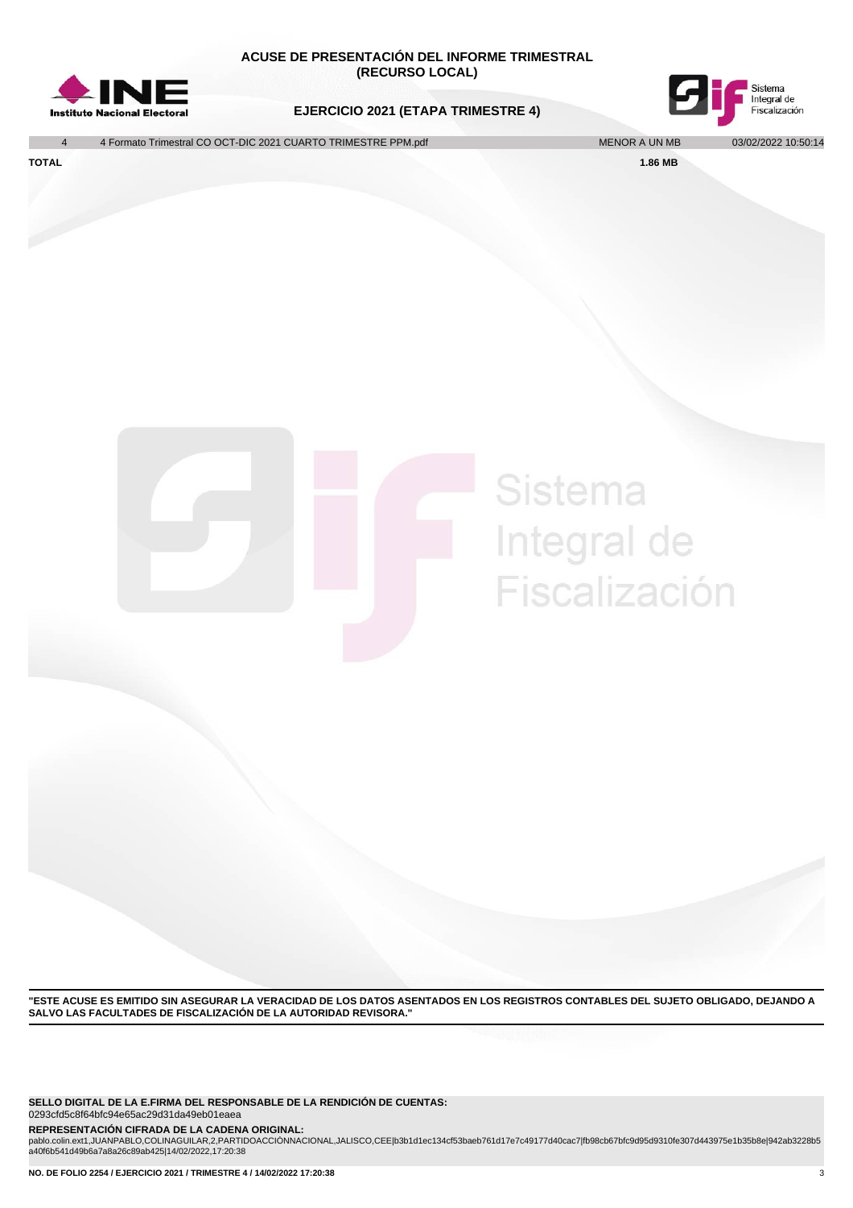**ACUSE DE PRESENTACIÓN DEL INFORME TRIMESTRAL**
**(RECURSO LOCAL)**

**EJERCICIO 2021 (ETAPA TRIMESTRE 4)**

| | | | |
|---|---|---|---|
| 4 | 4 Formato Trimestral CO OCT-DIC 2021 CUARTO TRIMESTRE PPM.pdf | MENOR A UN MB | 03/02/2022 10:50:14 |
| **TOTAL** | | **1.86 MB** | |

**"ESTE ACUSE ES EMITIDO SIN ASEGURAR LA VERACIDAD DE LOS DATOS ASENTADOS EN LOS REGISTROS CONTABLES DEL SUJETO OBLIGADO, DEJANDO A SALVO LAS FACULTADES DE FISCALIZACIÓN DE LA AUTORIDAD REVISORA."**

**SELLO DIGITAL DE LA E.FIRMA DEL RESPONSABLE DE LA RENDICIÓN DE CUENTAS:**
0293cfd5c8f64bfc94e65ac29d31da49eb01eaea

**REPRESENTACIÓN CIFRADA DE LA CADENA ORIGINAL:**
pablo.colin.ext1,JUANPABLO,COLINAGUILAR,2,PARTIDOACCIONNACIONAL,JALISCO,CEE|b3b1d1ec134cf53baeb761d17e7c49177d40cac7|fb98cb67bfc9d95d9310fe307d443975e1b35b8e|942ab3228b5a40f6b541d49b6a7a8a26c89ab425|14/02/2022,17:20:38

**NO. DE FOLIO 2254 / EJERCICIO 2021 / TRIMESTRE 4 / 14/02/2022 17:20:38**